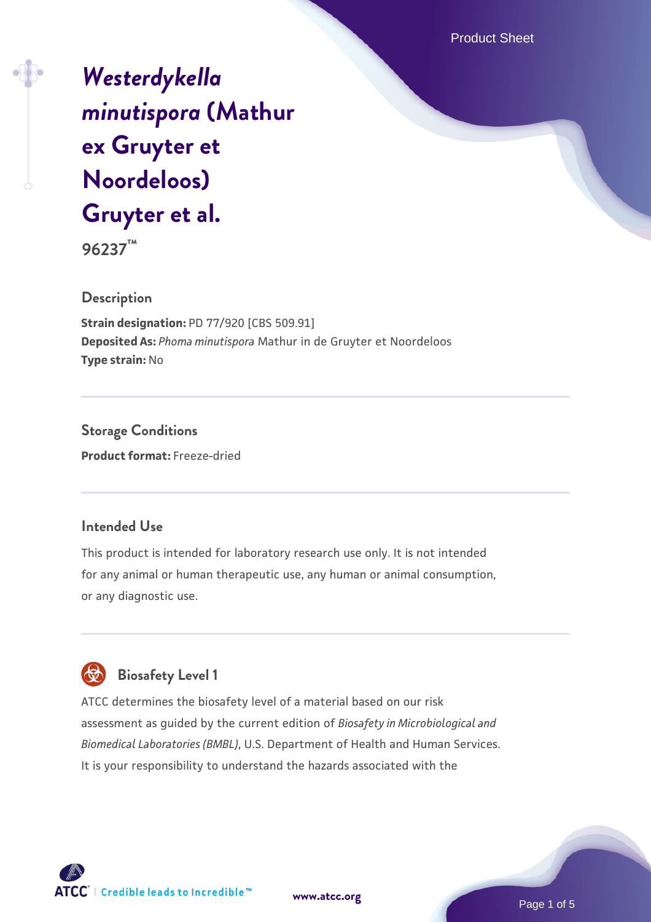# *Westerdykella minutispora* (Mathur ex Gruyter et Noordeloos) Gruyter et al.

**96237™**

## Description

**Strain designation:** PD 77/920 [CBS 509.91]
**Deposited As:** *Phoma minutispora* Mathur in de Gruyter et Noordeloos
**Type strain:** No

## Storage Conditions

**Product format:** Freeze-dried

## Intended Use

This product is intended for laboratory research use only. It is not intended for any animal or human therapeutic use, any human or animal consumption, or any diagnostic use.

## Biosafety Level 1

ATCC determines the biosafety level of a material based on our risk assessment as guided by the current edition of *Biosafety in Microbiological and Biomedical Laboratories (BMBL)*, U.S. Department of Health and Human Services. It is your responsibility to understand the hazards associated with the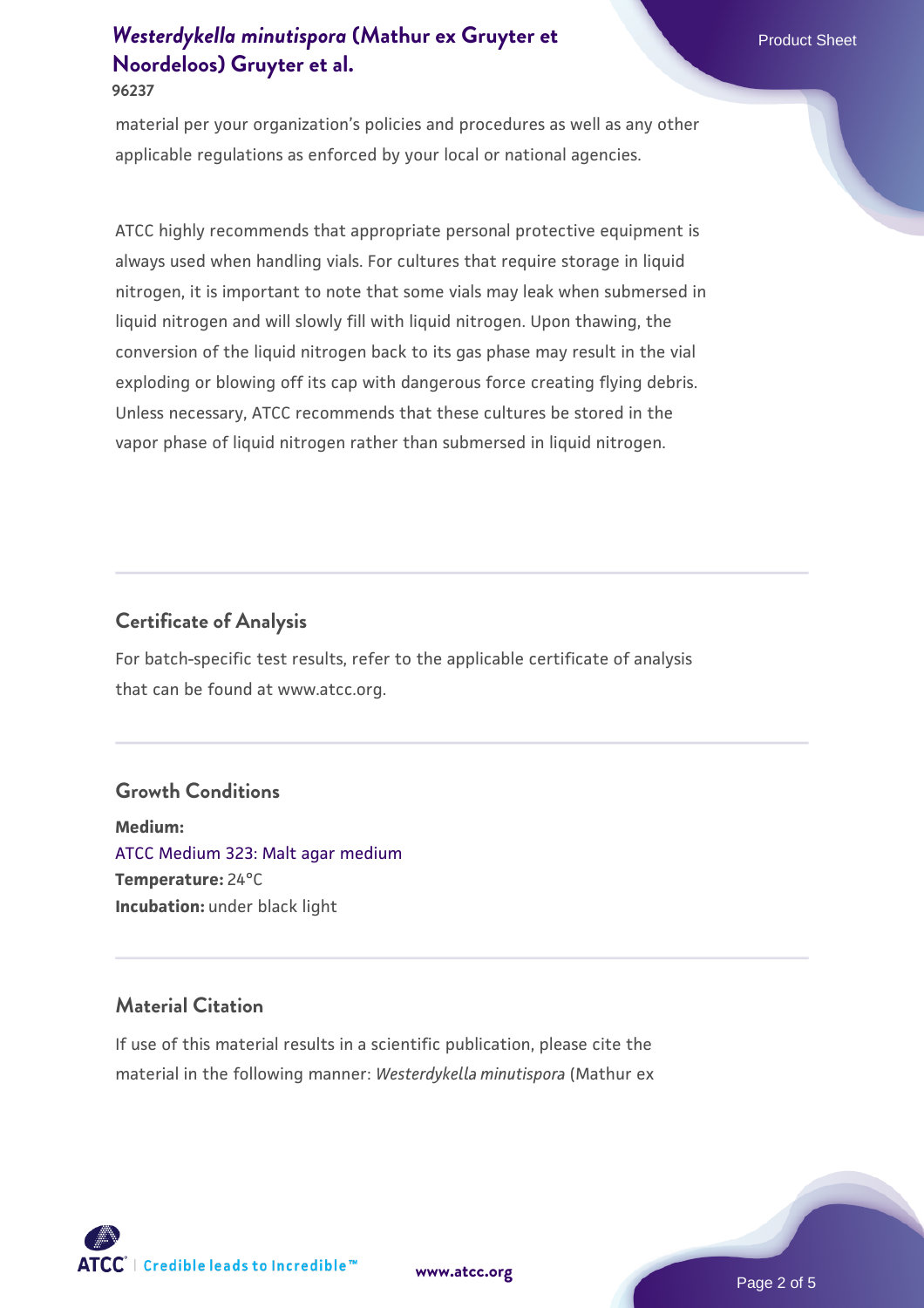material per your organization's policies and procedures as well as any other applicable regulations as enforced by your local or national agencies.

ATCC highly recommends that appropriate personal protective equipment is always used when handling vials. For cultures that require storage in liquid nitrogen, it is important to note that some vials may leak when submersed in liquid nitrogen and will slowly fill with liquid nitrogen. Upon thawing, the conversion of the liquid nitrogen back to its gas phase may result in the vial exploding or blowing off its cap with dangerous force creating flying debris. Unless necessary, ATCC recommends that these cultures be stored in the vapor phase of liquid nitrogen rather than submersed in liquid nitrogen.

## Certificate of Analysis

For batch-specific test results, refer to the applicable certificate of analysis that can be found at www.atcc.org.

## Growth Conditions

**Medium:**
ATCC Medium 323: Malt agar medium
**Temperature:** 24°C
**Incubation:** under black light

## Material Citation

If use of this material results in a scientific publication, please cite the material in the following manner: *Westerdykella minutispora* (Mathur ex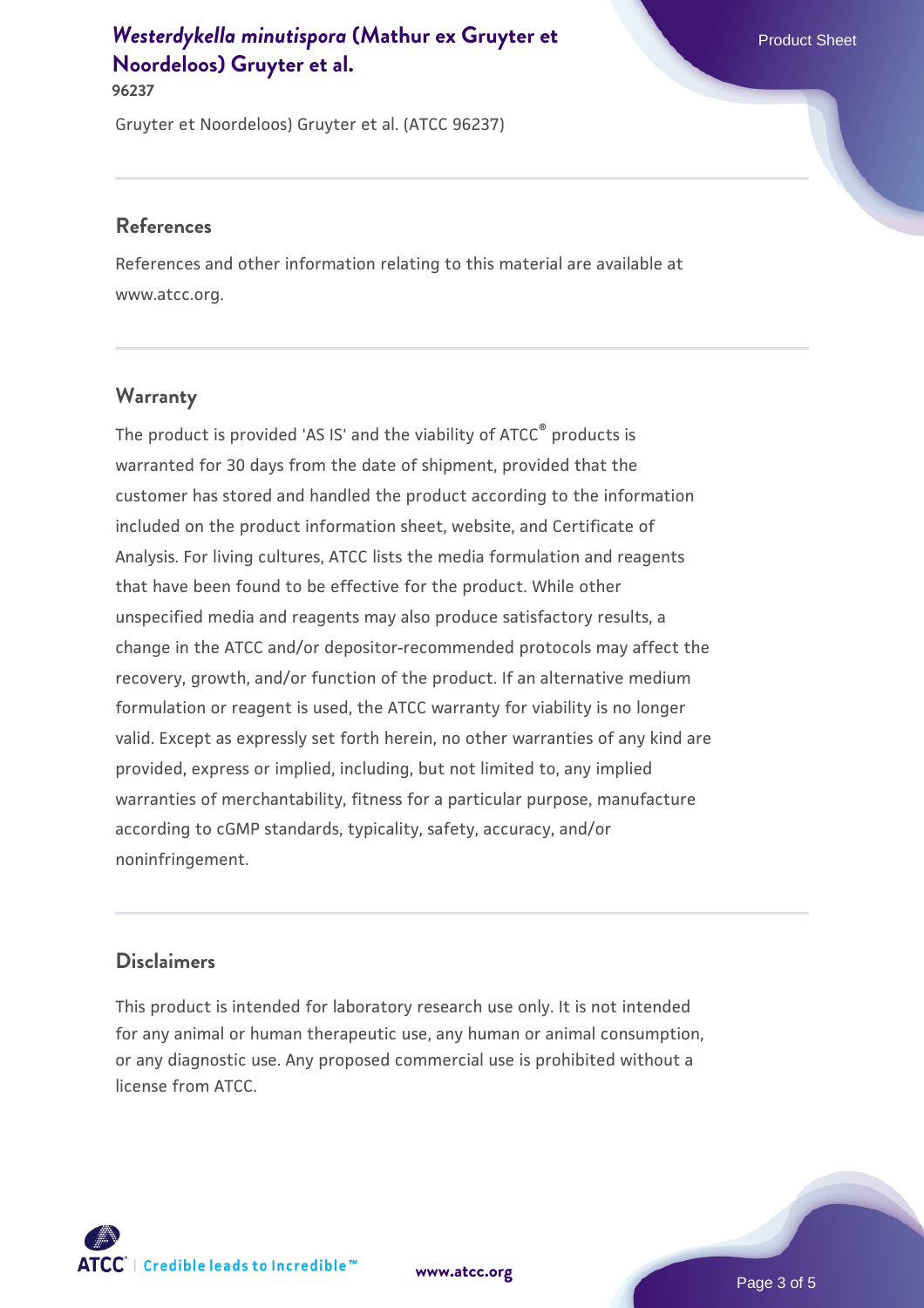Gruyter et Noordeloos) Gruyter et al. (ATCC 96237)

## References

References and other information relating to this material are available at www.atcc.org.

## Warranty

The product is provided 'AS IS' and the viability of ATCC® products is warranted for 30 days from the date of shipment, provided that the customer has stored and handled the product according to the information included on the product information sheet, website, and Certificate of Analysis. For living cultures, ATCC lists the media formulation and reagents that have been found to be effective for the product. While other unspecified media and reagents may also produce satisfactory results, a change in the ATCC and/or depositor-recommended protocols may affect the recovery, growth, and/or function of the product. If an alternative medium formulation or reagent is used, the ATCC warranty for viability is no longer valid. Except as expressly set forth herein, no other warranties of any kind are provided, express or implied, including, but not limited to, any implied warranties of merchantability, fitness for a particular purpose, manufacture according to cGMP standards, typicality, safety, accuracy, and/or noninfringement.

## Disclaimers

This product is intended for laboratory research use only. It is not intended for any animal or human therapeutic use, any human or animal consumption, or any diagnostic use. Any proposed commercial use is prohibited without a license from ATCC.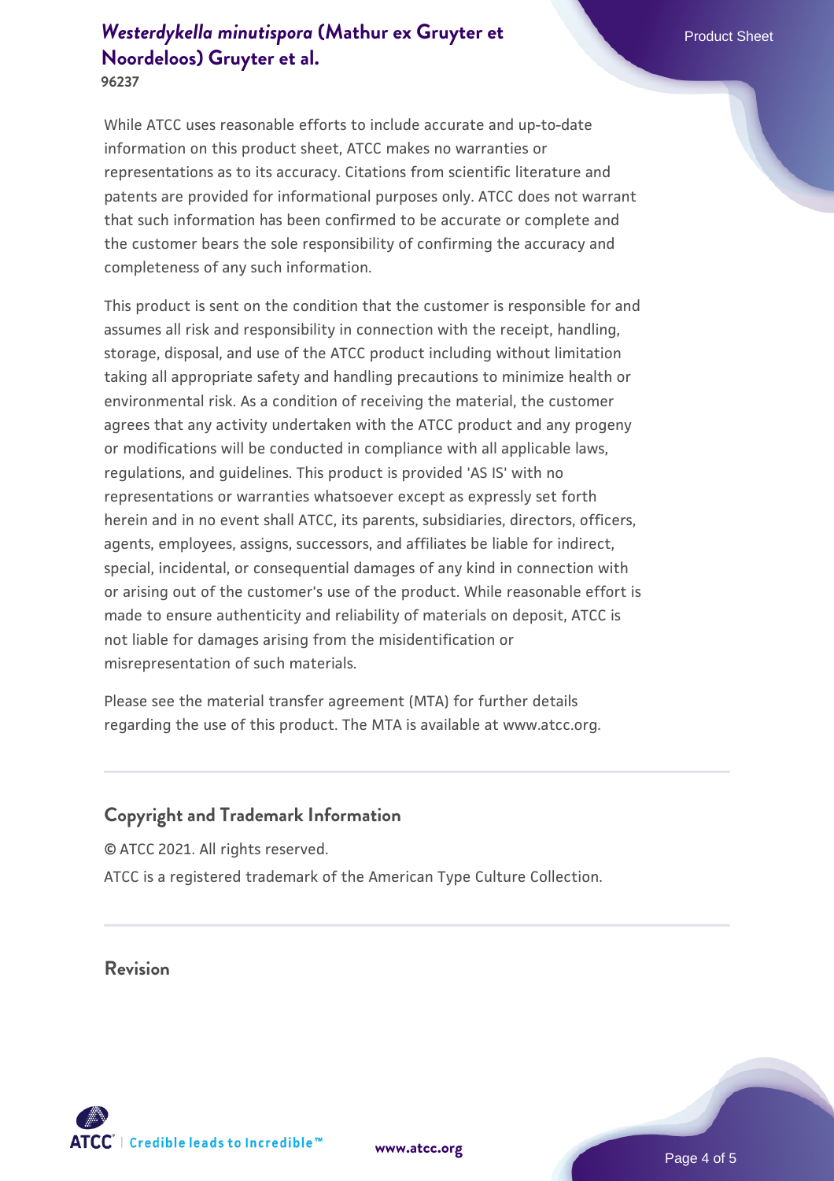While ATCC uses reasonable efforts to include accurate and up-to-date information on this product sheet, ATCC makes no warranties or representations as to its accuracy. Citations from scientific literature and patents are provided for informational purposes only. ATCC does not warrant that such information has been confirmed to be accurate or complete and the customer bears the sole responsibility of confirming the accuracy and completeness of any such information.

This product is sent on the condition that the customer is responsible for and assumes all risk and responsibility in connection with the receipt, handling, storage, disposal, and use of the ATCC product including without limitation taking all appropriate safety and handling precautions to minimize health or environmental risk. As a condition of receiving the material, the customer agrees that any activity undertaken with the ATCC product and any progeny or modifications will be conducted in compliance with all applicable laws, regulations, and guidelines. This product is provided 'AS IS' with no representations or warranties whatsoever except as expressly set forth herein and in no event shall ATCC, its parents, subsidiaries, directors, officers, agents, employees, assigns, successors, and affiliates be liable for indirect, special, incidental, or consequential damages of any kind in connection with or arising out of the customer's use of the product. While reasonable effort is made to ensure authenticity and reliability of materials on deposit, ATCC is not liable for damages arising from the misidentification or misrepresentation of such materials.

Please see the material transfer agreement (MTA) for further details regarding the use of this product. The MTA is available at www.atcc.org.

## Copyright and Trademark Information

© ATCC 2021. All rights reserved.

ATCC is a registered trademark of the American Type Culture Collection.

## Revision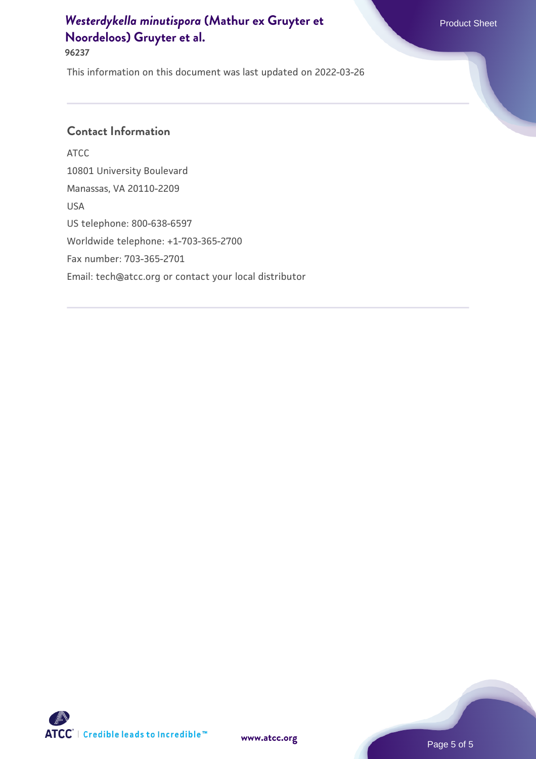This information on this document was last updated on 2022-03-26

## Contact Information

ATCC

10801 University Boulevard

Manassas, VA 20110-2209

USA

US telephone: 800-638-6597

Worldwide telephone: +1-703-365-2700

Fax number: 703-365-2701

Email: tech@atcc.org or contact your local distributor